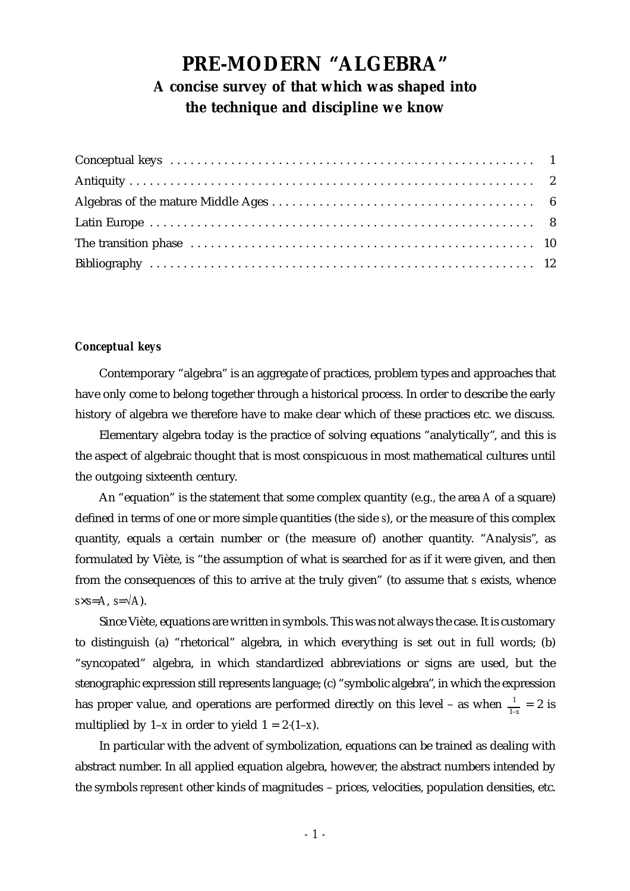# PRE-MODERN "ALGEBRA"

## A concise survey of that which was shaped into the technique and discipline we know

| | |
|---|---|
| Conceptual keys | 1 |
| Antiquity | 2 |
| Algebras of the mature Middle Ages | 6 |
| Latin Europe | 8 |
| The transition phase | 10 |
| Bibliography | 12 |

### *Conceptual keys*

Contemporary "algebra" is an aggregate of practices, problem types and approaches that have only come to belong together through a historical process. In order to describe the early history of algebra we therefore have to make clear which of these practices etc. we discuss.

Elementary algebra today is the practice of solving equations "analytically", and this is the aspect of algebraic thought that is most conspicuous in most mathematical cultures until the outgoing sixteenth century.

An "equation" is the statement that some complex quantity (e.g., the area $A$ of a square) defined in terms of one or more simple quantities (the side $s$), or the measure of this complex quantity, equals a certain number or (the measure of) another quantity. "Analysis", as formulated by Viète, is "the assumption of what is searched for as if it were given, and then from the consequences of this to arrive at the truly given" (to assume that $s$ exists, whence $s{\times}s{=}A$, $s{=}\sqrt{A}$).

Since Viète, equations are written in symbols. This was not always the case. It is customary to distinguish (a) "rhetorical" algebra, in which everything is set out in full words; (b) "syncopated" algebra, in which standardized abbreviations or signs are used, but the stenographic expression still represents language; (c) "symbolic algebra", in which the expression has proper value, and operations are performed directly on this level – as when $\frac{1}{1-x} = 2$ is multiplied by $1-x$ in order to yield $1 = 2{\cdot}(1-x)$.

In particular with the advent of symbolization, equations can be trained as dealing with abstract number. In all applied equation algebra, however, the abstract numbers intended by the symbols *represent* other kinds of magnitudes – prices, velocities, population densities, etc.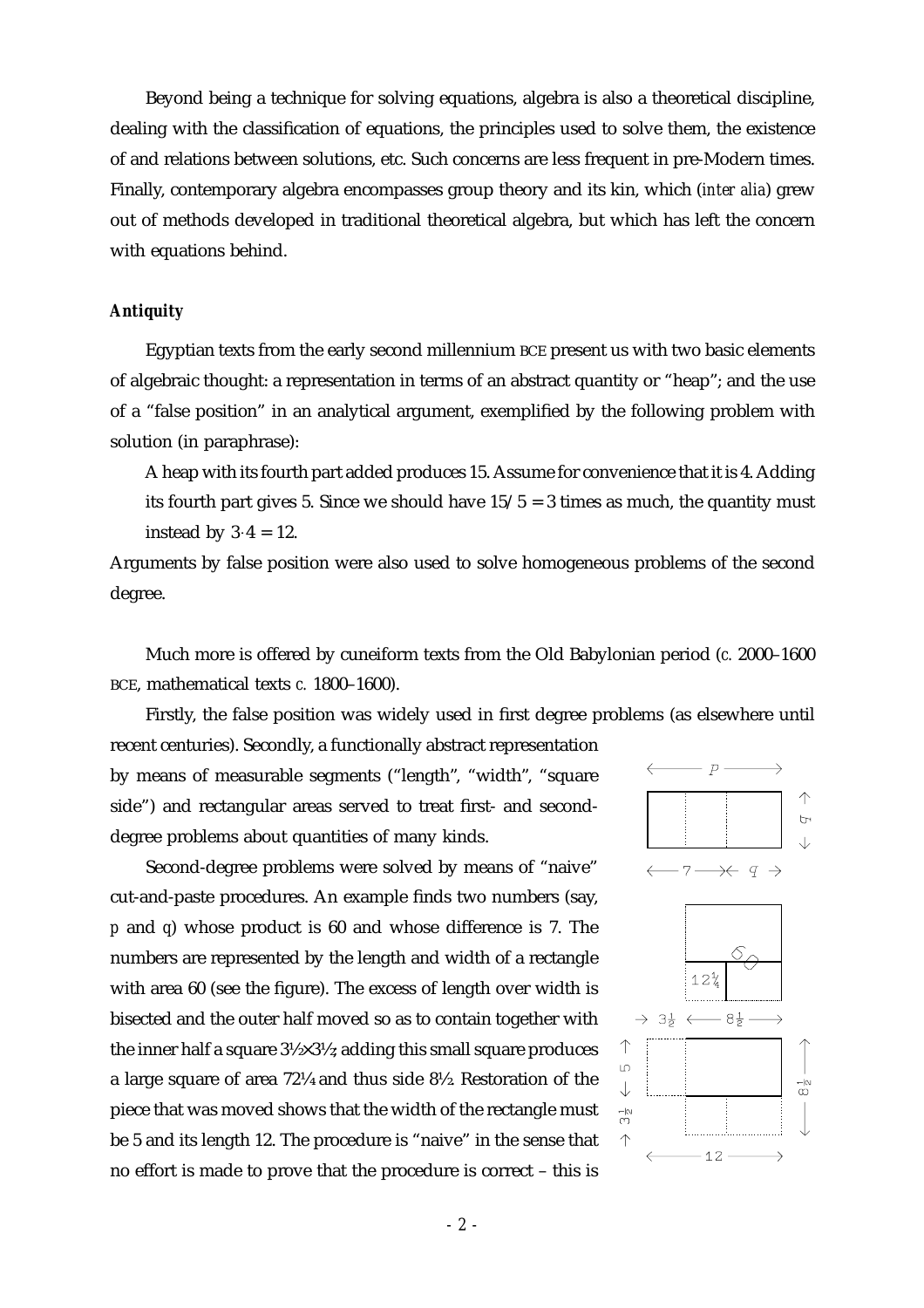Beyond being a technique for solving equations, algebra is also a theoretical discipline, dealing with the classification of equations, the principles used to solve them, the existence of and relations between solutions, etc. Such concerns are less frequent in pre-Modern times. Finally, contemporary algebra encompasses group theory and its kin, which (*inter alia*) grew out of methods developed in traditional theoretical algebra, but which has left the concern with equations behind.

### *Antiquity*

Egyptian texts from the early second millennium BCE present us with two basic elements of algebraic thought: a representation in terms of an abstract quantity or "heap"; and the use of a "false position" in an analytical argument, exemplified by the following problem with solution (in paraphrase):

> A heap with its fourth part added produces 15. Assume for convenience that it is 4. Adding its fourth part gives 5. Since we should have $15/5 = 3$ times as much, the quantity must instead by $3{\cdot}4 = 12$.

Arguments by false position were also used to solve homogeneous problems of the second degree.

Much more is offered by cuneiform texts from the Old Babylonian period (*c.* 2000–1600 BCE, mathematical texts *c.* 1800–1600).

Firstly, the false position was widely used in first degree problems (as elsewhere until recent centuries). Secondly, a functionally abstract representation by means of measurable segments ("length", "width", "square side") and rectangular areas served to treat first- and second-degree problems about quantities of many kinds.

Second-degree problems were solved by means of "naive" cut-and-paste procedures. An example finds two numbers (say, $p$ and $q$) whose product is 60 and whose difference is 7. The numbers are represented by the length and width of a rectangle with area 60 (see the figure). The excess of length over width is bisected and the outer half moved so as to contain together with the inner half a square $3\frac{1}{2}{\times}3\frac{1}{2}$; adding this small square produces a large square of area $72\frac{1}{4}$ and thus side $8\frac{1}{2}$. Restoration of the piece that was moved shows that the width of the rectangle must be 5 and its length 12. The procedure is "naive" in the sense that no effort is made to prove that the procedure is correct – this is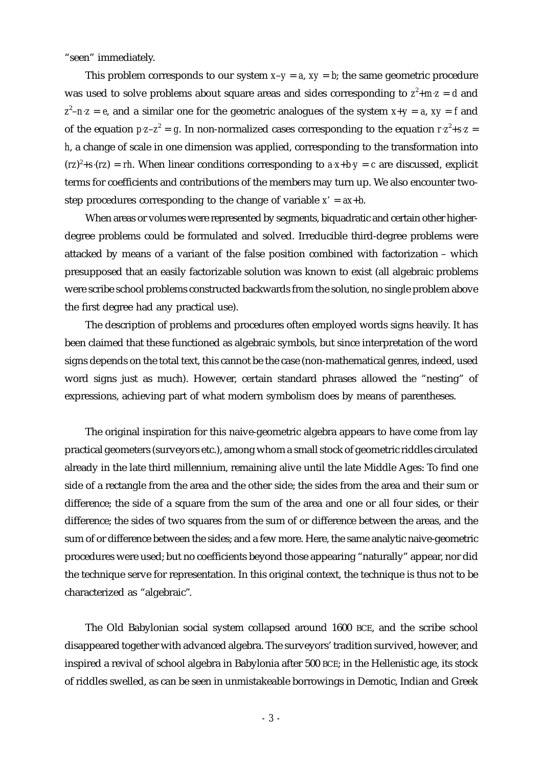"seen" immediately.

This problem corresponds to our system $x–y = a$, $xy = b$; the same geometric procedure was used to solve problems about square areas and sides corresponding to $z^2+m{\cdot}z = d$ and $z^2–n{\cdot}z = e$, and a similar one for the geometric analogues of the system $x+y = a$, $xy = f$ and of the equation $p{\cdot}z–z^2 = g$. In non-normalized cases corresponding to the equation $r{\cdot}z^2+s{\cdot}z = h$, a change of scale in one dimension was applied, corresponding to the transformation into $(rz)^2+s{\cdot}(rz) = rh$. When linear conditions corresponding to $a{\cdot}x+b{\cdot}y = c$ are discussed, explicit terms for coefficients and contributions of the members may turn up. We also encounter two-step procedures corresponding to the change of variable $x' = ax+b$.

When areas or volumes were represented by segments, biquadratic and certain other higher-degree problems could be formulated and solved. Irreducible third-degree problems were attacked by means of a variant of the false position combined with factorization – which presupposed that an easily factorizable solution was known to exist (all algebraic problems were scribe school problems constructed backwards from the solution, no single problem above the first degree had any practical use).

The description of problems and procedures often employed words signs heavily. It has been claimed that these functioned as algebraic symbols, but since interpretation of the word signs depends on the total text, this cannot be the case (non-mathematical genres, indeed, used word signs just as much). However, certain standard phrases allowed the "nesting" of expressions, achieving part of what modern symbolism does by means of parentheses.

The original inspiration for this naive-geometric algebra appears to have come from lay practical geometers (surveyors etc.), among whom a small stock of geometric riddles circulated already in the late third millennium, remaining alive until the late Middle Ages: To find one side of a rectangle from the area and the other side; the sides from the area and their sum or difference; the side of a square from the sum of the area and one or all four sides, or their difference; the sides of two squares from the sum of or difference between the areas, and the sum of or difference between the sides; and a few more. Here, the same analytic naive-geometric procedures were used; but no coefficients beyond those appearing "naturally" appear, nor did the technique serve for representation. In this original context, the technique is thus not to be characterized as "algebraic".

The Old Babylonian social system collapsed around 1600 BCE, and the scribe school disappeared together with advanced algebra. The surveyors' tradition survived, however, and inspired a revival of school algebra in Babylonia after 500 BCE; in the Hellenistic age, its stock of riddles swelled, as can be seen in unmistakeable borrowings in Demotic, Indian and Greek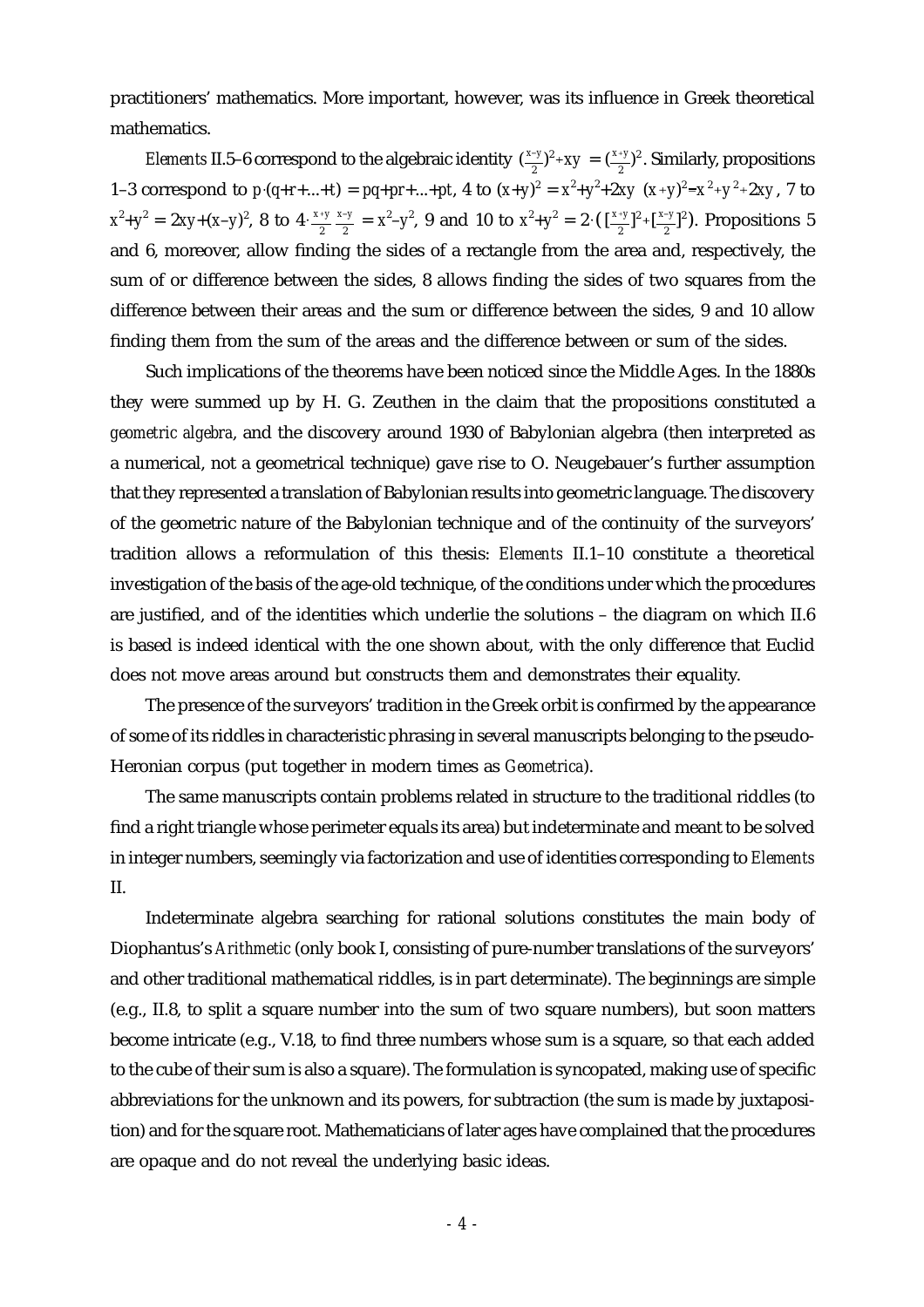practitioners' mathematics. More important, however, was its influence in Greek theoretical mathematics.

*Elements* II.5–6 correspond to the algebraic identity $(\frac{x-y}{2})^2+xy = (\frac{x+y}{2})^2$. Similarly, propositions 1–3 correspond to $p\cdot(q+r+...+t) = pq+pr+...+pt$, 4 to $(x+y)^2 = x^2+y^2+2xy$ $(x+y)^2=x^2+y^2+2xy$, 7 to $x^2+y^2 = 2xy+(x-y)^2$, 8 to $4\cdot\frac{x+y}{2}\cdot\frac{x-y}{2} = x^2-y^2$, 9 and 10 to $x^2+y^2 = 2\cdot([\frac{x+y}{2}]^2+[\frac{x-y}{2}]^2)$. Propositions 5 and 6, moreover, allow finding the sides of a rectangle from the area and, respectively, the sum of or difference between the sides, 8 allows finding the sides of two squares from the difference between their areas and the sum or difference between the sides, 9 and 10 allow finding them from the sum of the areas and the difference between or sum of the sides.

Such implications of the theorems have been noticed since the Middle Ages. In the 1880s they were summed up by H. G. Zeuthen in the claim that the propositions constituted a *geometric algebra*, and the discovery around 1930 of Babylonian algebra (then interpreted as a numerical, not a geometrical technique) gave rise to O. Neugebauer's further assumption that they represented a translation of Babylonian results into geometric language. The discovery of the geometric nature of the Babylonian technique and of the continuity of the surveyors' tradition allows a reformulation of this thesis: *Elements* II.1–10 constitute a theoretical investigation of the basis of the age-old technique, of the conditions under which the procedures are justified, and of the identities which underlie the solutions – the diagram on which II.6 is based is indeed identical with the one shown about, with the only difference that Euclid does not move areas around but constructs them and demonstrates their equality.

The presence of the surveyors' tradition in the Greek orbit is confirmed by the appearance of some of its riddles in characteristic phrasing in several manuscripts belonging to the pseudo-Heronian corpus (put together in modern times as *Geometrica*).

The same manuscripts contain problems related in structure to the traditional riddles (to find a right triangle whose perimeter equals its area) but indeterminate and meant to be solved in integer numbers, seemingly via factorization and use of identities corresponding to *Elements* II.

Indeterminate algebra searching for rational solutions constitutes the main body of Diophantus's *Arithmetic* (only book I, consisting of pure-number translations of the surveyors' and other traditional mathematical riddles, is in part determinate). The beginnings are simple (e.g., II.8, to split a square number into the sum of two square numbers), but soon matters become intricate (e.g., V.18, to find three numbers whose sum is a square, so that each added to the cube of their sum is also a square). The formulation is syncopated, making use of specific abbreviations for the unknown and its powers, for subtraction (the sum is made by juxtaposition) and for the square root. Mathematicians of later ages have complained that the procedures are opaque and do not reveal the underlying basic ideas.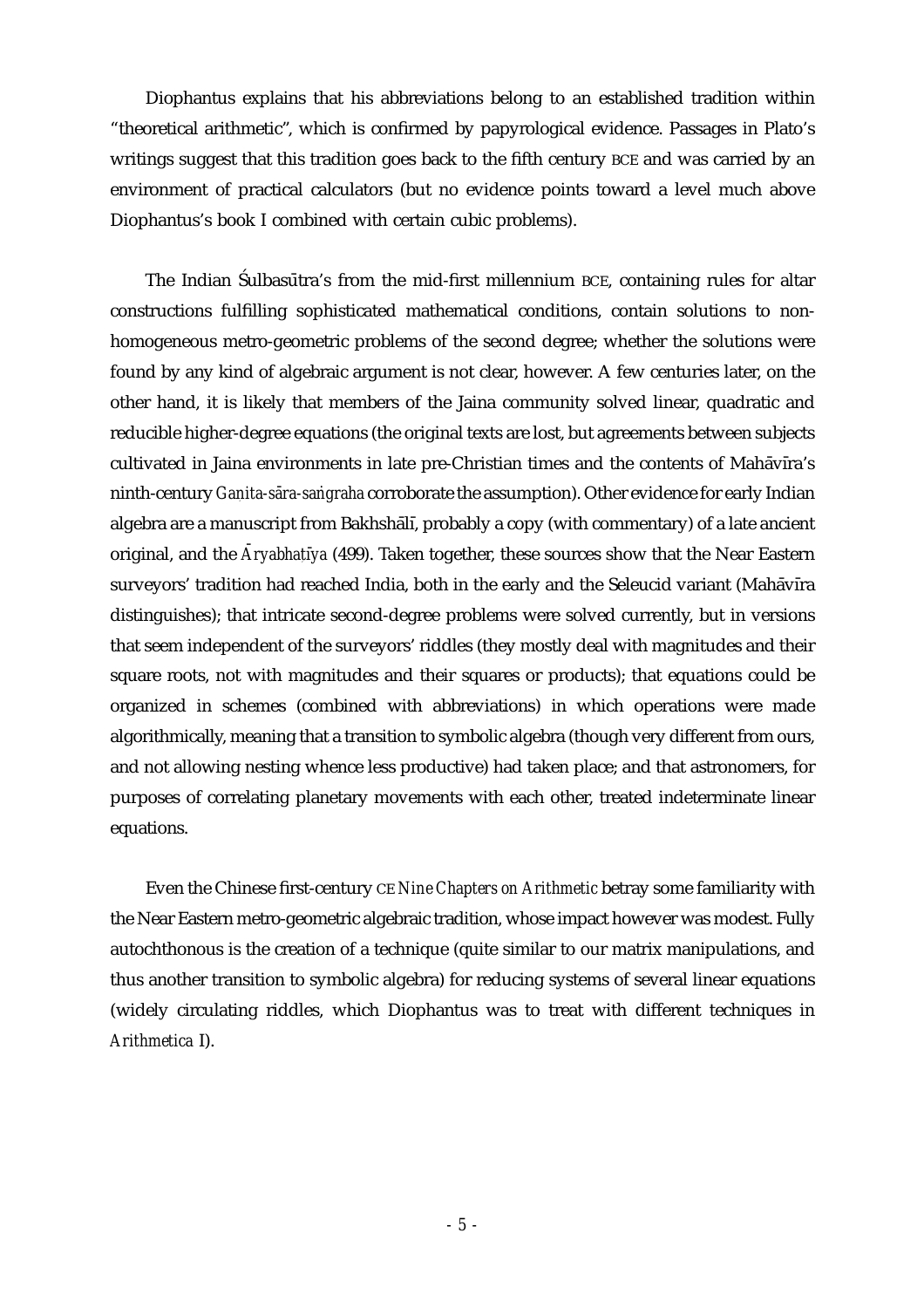Diophantus explains that his abbreviations belong to an established tradition within "theoretical arithmetic", which is confirmed by papyrological evidence. Passages in Plato's writings suggest that this tradition goes back to the fifth century BCE and was carried by an environment of practical calculators (but no evidence points toward a level much above Diophantus's book I combined with certain cubic problems).

The Indian Śulbasūtra's from the mid-first millennium BCE, containing rules for altar constructions fulfilling sophisticated mathematical conditions, contain solutions to non-homogeneous metro-geometric problems of the second degree; whether the solutions were found by any kind of algebraic argument is not clear, however. A few centuries later, on the other hand, it is likely that members of the Jaina community solved linear, quadratic and reducible higher-degree equations (the original texts are lost, but agreements between subjects cultivated in Jaina environments in late pre-Christian times and the contents of Mahāvīra's ninth-century *Gaṇita-sāra-saṅgraha* corroborate the assumption). Other evidence for early Indian algebra are a manuscript from Bakhshālī, probably a copy (with commentary) of a late ancient original, and the *Āryabhaṭīya* (499). Taken together, these sources show that the Near Eastern surveyors' tradition had reached India, both in the early and the Seleucid variant (Mahāvīra distinguishes); that intricate second-degree problems were solved currently, but in versions that seem independent of the surveyors' riddles (they mostly deal with magnitudes and their square roots, not with magnitudes and their squares or products); that equations could be organized in schemes (combined with abbreviations) in which operations were made algorithmically, meaning that a transition to symbolic algebra (though very different from ours, and not allowing nesting whence less productive) had taken place; and that astronomers, for purposes of correlating planetary movements with each other, treated indeterminate linear equations.

Even the Chinese first-century CE *Nine Chapters on Arithmetic* betray some familiarity with the Near Eastern metro-geometric algebraic tradition, whose impact however was modest. Fully autochthonous is the creation of a technique (quite similar to our matrix manipulations, and thus another transition to symbolic algebra) for reducing systems of several linear equations (widely circulating riddles, which Diophantus was to treat with different techniques in *Arithmetica* I).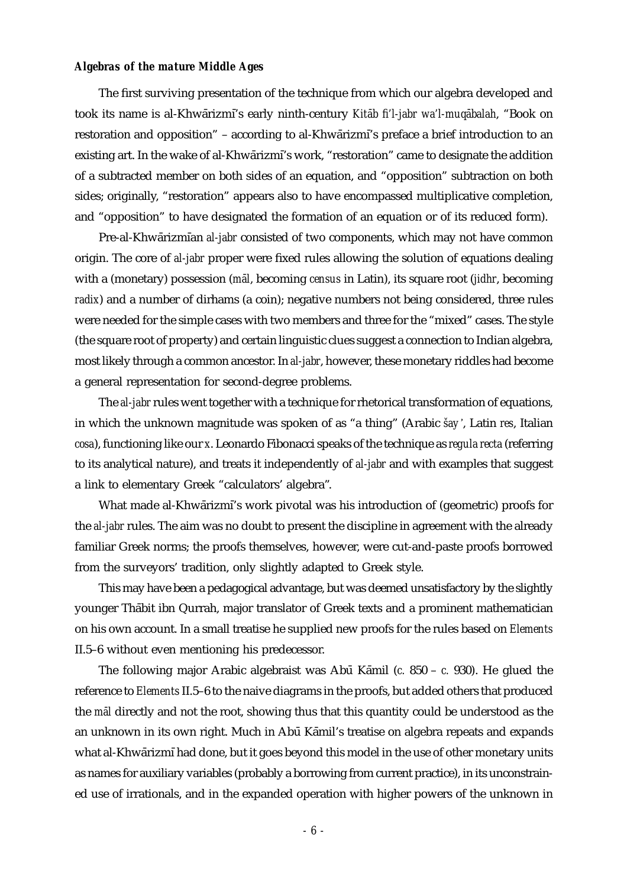### *Algebras of the mature Middle Ages*

The first surviving presentation of the technique from which our algebra developed and took its name is al-Khwārizmī's early ninth-century *Kitāb fi'l-jabr wa'l-muqābalah*, "Book on restoration and opposition" – according to al-Khwārizmī's preface a brief introduction to an existing art. In the wake of al-Khwārizmī's work, "restoration" came to designate the addition of a subtracted member on both sides of an equation, and "opposition" subtraction on both sides; originally, "restoration" appears also to have encompassed multiplicative completion, and "opposition" to have designated the formation of an equation or of its reduced form).

Pre-al-Khwārizmīan *al-jabr* consisted of two components, which may not have common origin. The core of *al-jabr* proper were fixed rules allowing the solution of equations dealing with a (monetary) possession (*māl*, becoming *census* in Latin), its square root (*jidhr*, becoming *radix*) and a number of dirhams (a coin); negative numbers not being considered, three rules were needed for the simple cases with two members and three for the "mixed" cases. The style (the square root of property) and certain linguistic clues suggest a connection to Indian algebra, most likely through a common ancestor. In *al-jabr*, however, these monetary riddles had become a general representation for second-degree problems.

The *al-jabr* rules went together with a technique for rhetorical transformation of equations, in which the unknown magnitude was spoken of as "a thing" (Arabic *šay'*, Latin *res*, Italian *cosa*), functioning like our *x*. Leonardo Fibonacci speaks of the technique as *regula recta* (referring to its analytical nature), and treats it independently of *al-jabr* and with examples that suggest a link to elementary Greek "calculators' algebra".

What made al-Khwārizmī's work pivotal was his introduction of (geometric) proofs for the *al-jabr* rules. The aim was no doubt to present the discipline in agreement with the already familiar Greek norms; the proofs themselves, however, were cut-and-paste proofs borrowed from the surveyors' tradition, only slightly adapted to Greek style.

This may have been a pedagogical advantage, but was deemed unsatisfactory by the slightly younger Thābit ibn Qurrah, major translator of Greek texts and a prominent mathematician on his own account. In a small treatise he supplied new proofs for the rules based on *Elements* II.5–6 without even mentioning his predecessor.

The following major Arabic algebraist was Abū Kāmil (*c.* 850 – *c.* 930). He glued the reference to *Elements* II.5–6 to the naive diagrams in the proofs, but added others that produced the *māl* directly and not the root, showing thus that this quantity could be understood as the an unknown in its own right. Much in Abū Kāmil's treatise on algebra repeats and expands what al-Khwārizmī had done, but it goes beyond this model in the use of other monetary units as names for auxiliary variables (probably a borrowing from current practice), in its unconstrained use of irrationals, and in the expanded operation with higher powers of the unknown in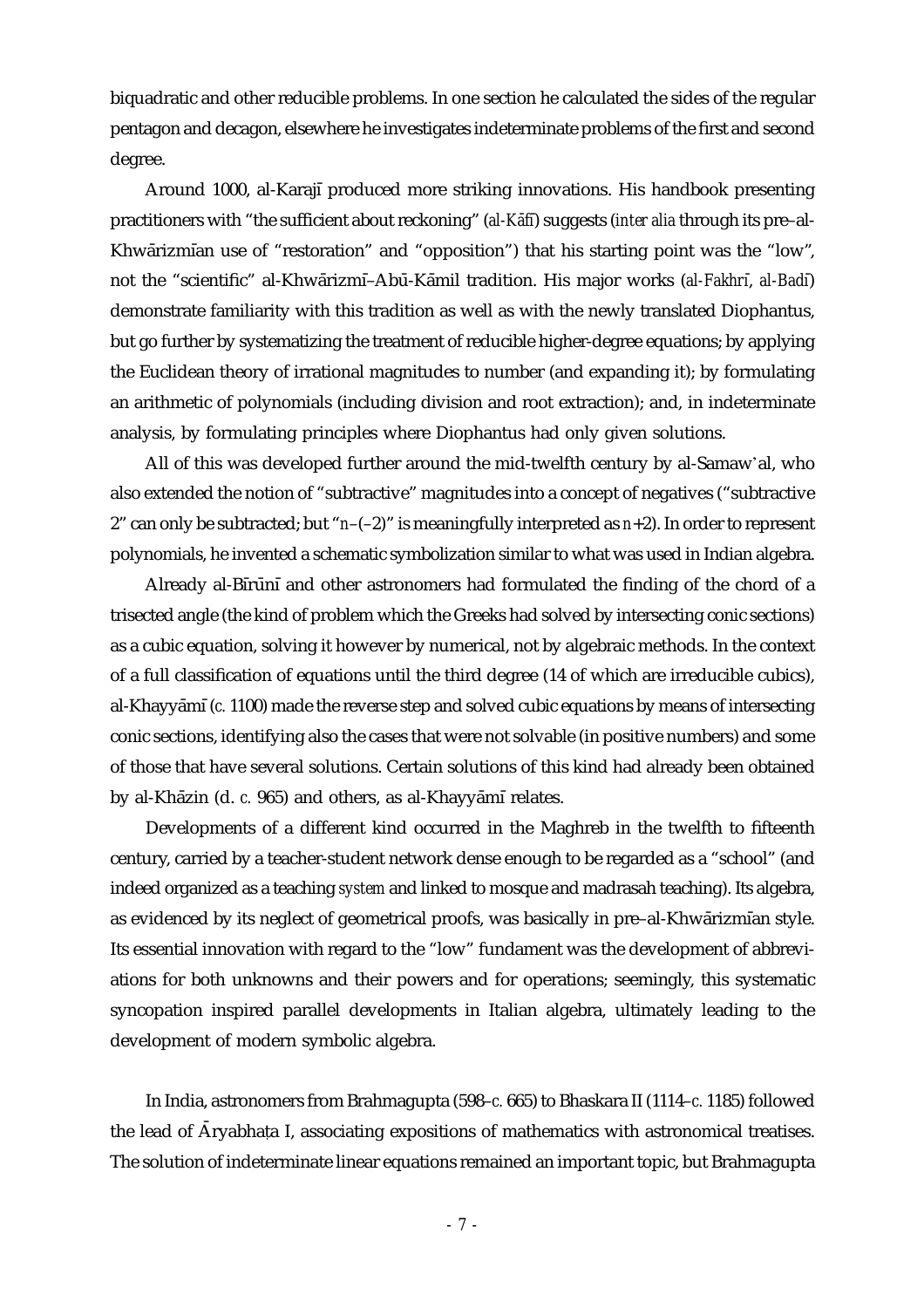biquadratic and other reducible problems. In one section he calculated the sides of the regular pentagon and decagon, elsewhere he investigates indeterminate problems of the first and second degree.

Around 1000, al-Karajī produced more striking innovations. His handbook presenting practitioners with "the sufficient about reckoning" (*al-Kāfī*) suggests (*inter alia* through its pre–al-Khwārizmīan use of "restoration" and "opposition") that his starting point was the "low", not the "scientific" al-Khwārizmī–Abū-Kāmil tradition. His major works (*al-Fakhrī*, *al-Badī*) demonstrate familiarity with this tradition as well as with the newly translated Diophantus, but go further by systematizing the treatment of reducible higher-degree equations; by applying the Euclidean theory of irrational magnitudes to number (and expanding it); by formulating an arithmetic of polynomials (including division and root extraction); and, in indeterminate analysis, by formulating principles where Diophantus had only given solutions.

All of this was developed further around the mid-twelfth century by al-Samawʾal, who also extended the notion of "subtractive" magnitudes into a concept of negatives ("subtractive 2" can only be subtracted; but "$n-(-2)$" is meaningfully interpreted as $n+2$). In order to represent polynomials, he invented a schematic symbolization similar to what was used in Indian algebra.

Already al-Bīrūnī and other astronomers had formulated the finding of the chord of a trisected angle (the kind of problem which the Greeks had solved by intersecting conic sections) as a cubic equation, solving it however by numerical, not by algebraic methods. In the context of a full classification of equations until the third degree (14 of which are irreducible cubics), al-Khayyāmī (*c.* 1100) made the reverse step and solved cubic equations by means of intersecting conic sections, identifying also the cases that were not solvable (in positive numbers) and some of those that have several solutions. Certain solutions of this kind had already been obtained by al-Khāzin (d. *c.* 965) and others, as al-Khayyāmī relates.

Developments of a different kind occurred in the Maghreb in the twelfth to fifteenth century, carried by a teacher-student network dense enough to be regarded as a "school" (and indeed organized as a teaching *system* and linked to mosque and madrasah teaching). Its algebra, as evidenced by its neglect of geometrical proofs, was basically in pre–al-Khwārizmīan style. Its essential innovation with regard to the "low" fundament was the development of abbreviations for both unknowns and their powers and for operations; seemingly, this systematic syncopation inspired parallel developments in Italian algebra, ultimately leading to the development of modern symbolic algebra.

In India, astronomers from Brahmagupta (598–*c.* 665) to Bhaskara II (1114–*c.* 1185) followed the lead of Āryabhaṭa I, associating expositions of mathematics with astronomical treatises. The solution of indeterminate linear equations remained an important topic, but Brahmagupta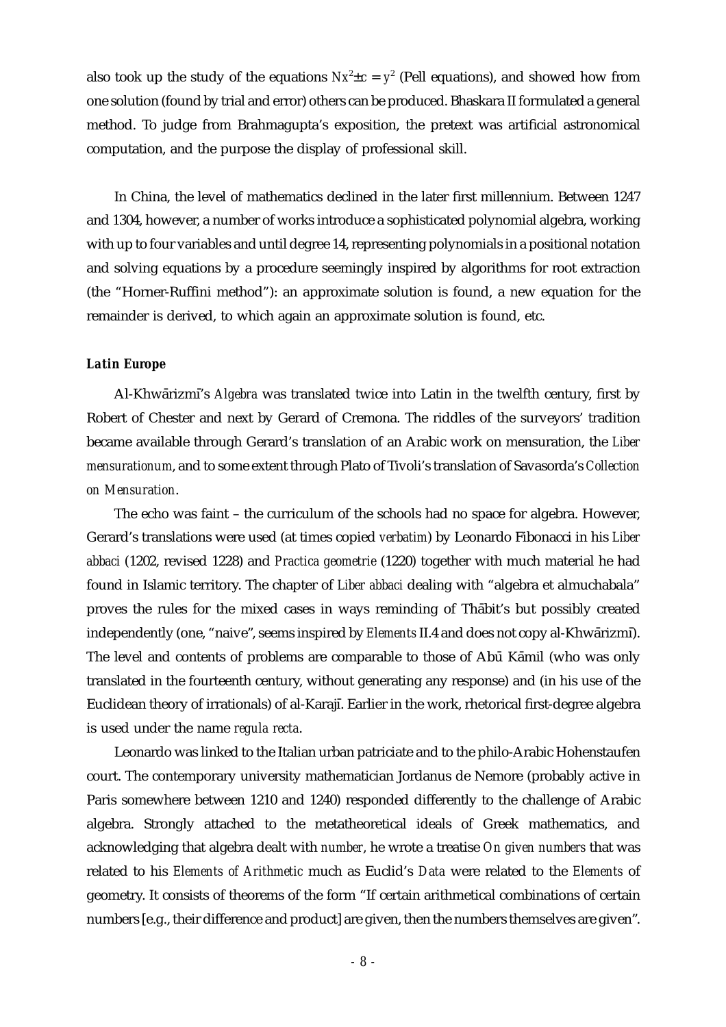also took up the study of the equations $Nx^2 \pm c = y^2$ (Pell equations), and showed how from one solution (found by trial and error) others can be produced. Bhaskara II formulated a general method. To judge from Brahmagupta's exposition, the pretext was artificial astronomical computation, and the purpose the display of professional skill.

In China, the level of mathematics declined in the later first millennium. Between 1247 and 1304, however, a number of works introduce a sophisticated polynomial algebra, working with up to four variables and until degree 14, representing polynomials in a positional notation and solving equations by a procedure seemingly inspired by algorithms for root extraction (the "Horner-Ruffini method"): an approximate solution is found, a new equation for the remainder is derived, to which again an approximate solution is found, etc.

### *Latin Europe*

Al-Khwārizmī's *Algebra* was translated twice into Latin in the twelfth century, first by Robert of Chester and next by Gerard of Cremona. The riddles of the surveyors' tradition became available through Gerard's translation of an Arabic work on mensuration, the *Liber mensurationum*, and to some extent through Plato of Tivoli's translation of Savasorda's *Collection on Mensuration*.

The echo was faint – the curriculum of the schools had no space for algebra. However, Gerard's translations were used (at times copied *verbatim*) by Leonardo Fibonacci in his *Liber abbaci* (1202, revised 1228) and *Practica geometrie* (1220) together with much material he had found in Islamic territory. The chapter of *Liber abbaci* dealing with "algebra et almuchabala" proves the rules for the mixed cases in ways reminding of Thābit's but possibly created independently (one, "naive", seems inspired by *Elements* II.4 and does not copy al-Khwārizmī). The level and contents of problems are comparable to those of Abū Kāmil (who was only translated in the fourteenth century, without generating any response) and (in his use of the Euclidean theory of irrationals) of al-Karajī. Earlier in the work, rhetorical first-degree algebra is used under the name *regula recta*.

Leonardo was linked to the Italian urban patriciate and to the philo-Arabic Hohenstaufen court. The contemporary university mathematician Jordanus de Nemore (probably active in Paris somewhere between 1210 and 1240) responded differently to the challenge of Arabic algebra. Strongly attached to the metatheoretical ideals of Greek mathematics, and acknowledging that algebra dealt with *number*, he wrote a treatise *On given numbers* that was related to his *Elements of Arithmetic* much as Euclid's *Data* were related to the *Elements* of geometry. It consists of theorems of the form "If certain arithmetical combinations of certain numbers [e.g., their difference and product] are given, then the numbers themselves are given".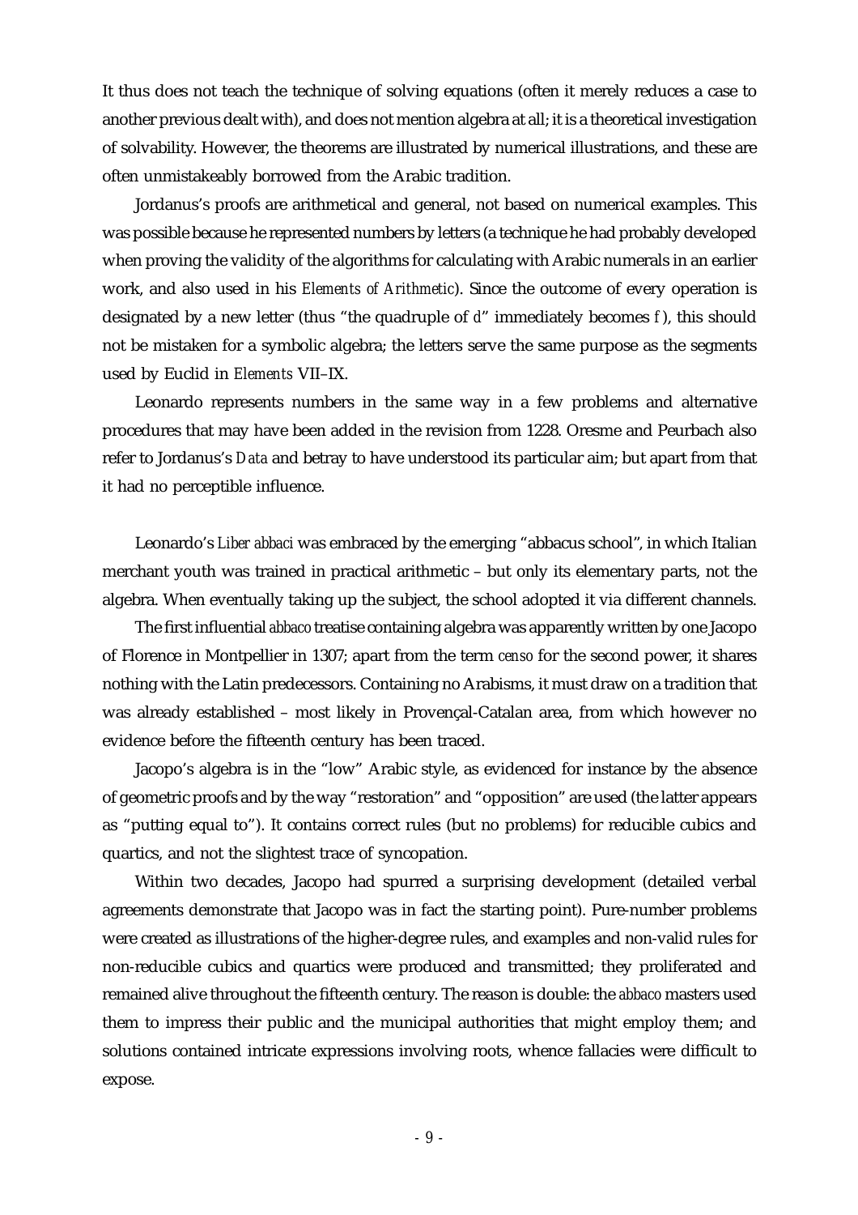It thus does not teach the technique of solving equations (often it merely reduces a case to another previous dealt with), and does not mention algebra at all; it is a theoretical investigation of solvability. However, the theorems are illustrated by numerical illustrations, and these are often unmistakeably borrowed from the Arabic tradition.

Jordanus's proofs are arithmetical and general, not based on numerical examples. This was possible because he represented numbers by letters (a technique he had probably developed when proving the validity of the algorithms for calculating with Arabic numerals in an earlier work, and also used in his *Elements of Arithmetic*). Since the outcome of every operation is designated by a new letter (thus "the quadruple of *d*" immediately becomes *f*), this should not be mistaken for a symbolic algebra; the letters serve the same purpose as the segments used by Euclid in *Elements* VII–IX.

Leonardo represents numbers in the same way in a few problems and alternative procedures that may have been added in the revision from 1228. Oresme and Peurbach also refer to Jordanus's *Data* and betray to have understood its particular aim; but apart from that it had no perceptible influence.

Leonardo's *Liber abbaci* was embraced by the emerging "abbacus school", in which Italian merchant youth was trained in practical arithmetic – but only its elementary parts, not the algebra. When eventually taking up the subject, the school adopted it via different channels.

The first influential *abbaco* treatise containing algebra was apparently written by one Jacopo of Florence in Montpellier in 1307; apart from the term *censo* for the second power, it shares nothing with the Latin predecessors. Containing no Arabisms, it must draw on a tradition that was already established – most likely in Provençal-Catalan area, from which however no evidence before the fifteenth century has been traced.

Jacopo's algebra is in the "low" Arabic style, as evidenced for instance by the absence of geometric proofs and by the way "restoration" and "opposition" are used (the latter appears as "putting equal to"). It contains correct rules (but no problems) for reducible cubics and quartics, and not the slightest trace of syncopation.

Within two decades, Jacopo had spurred a surprising development (detailed verbal agreements demonstrate that Jacopo was in fact the starting point). Pure-number problems were created as illustrations of the higher-degree rules, and examples and non-valid rules for non-reducible cubics and quartics were produced and transmitted; they proliferated and remained alive throughout the fifteenth century. The reason is double: the *abbaco* masters used them to impress their public and the municipal authorities that might employ them; and solutions contained intricate expressions involving roots, whence fallacies were difficult to expose.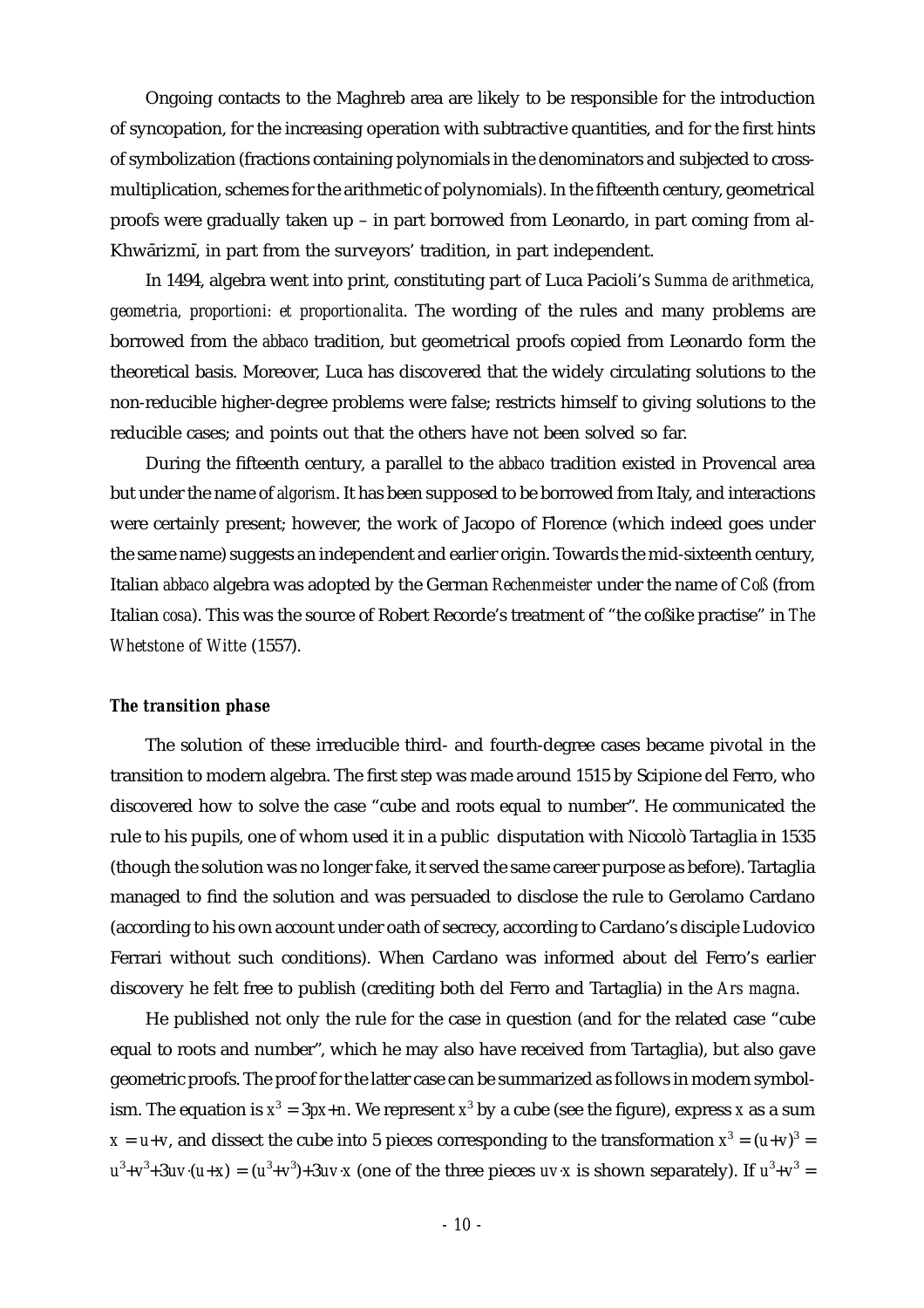Ongoing contacts to the Maghreb area are likely to be responsible for the introduction of syncopation, for the increasing operation with subtractive quantities, and for the first hints of symbolization (fractions containing polynomials in the denominators and subjected to cross-multiplication, schemes for the arithmetic of polynomials). In the fifteenth century, geometrical proofs were gradually taken up – in part borrowed from Leonardo, in part coming from al-Khwārizmī, in part from the surveyors' tradition, in part independent.

In 1494, algebra went into print, constituting part of Luca Pacioli's *Summa de arithmetica, geometria, proportioni: et proportionalita*. The wording of the rules and many problems are borrowed from the *abbaco* tradition, but geometrical proofs copied from Leonardo form the theoretical basis. Moreover, Luca has discovered that the widely circulating solutions to the non-reducible higher-degree problems were false; restricts himself to giving solutions to the reducible cases; and points out that the others have not been solved so far.

During the fifteenth century, a parallel to the *abbaco* tradition existed in Provencal area but under the name of *algorism*. It has been supposed to be borrowed from Italy, and interactions were certainly present; however, the work of Jacopo of Florence (which indeed goes under the same name) suggests an independent and earlier origin. Towards the mid-sixteenth century, Italian *abbaco* algebra was adopted by the German *Rechenmeister* under the name of *Coß* (from Italian *cosa*). This was the source of Robert Recorde's treatment of "the coßike practise" in *The Whetstone of Witte* (1557).

### *The transition phase*

The solution of these irreducible third- and fourth-degree cases became pivotal in the transition to modern algebra. The first step was made around 1515 by Scipione del Ferro, who discovered how to solve the case "cube and roots equal to number". He communicated the rule to his pupils, one of whom used it in a public disputation with Niccolò Tartaglia in 1535 (though the solution was no longer fake, it served the same career purpose as before). Tartaglia managed to find the solution and was persuaded to disclose the rule to Gerolamo Cardano (according to his own account under oath of secrecy, according to Cardano's disciple Ludovico Ferrari without such conditions). When Cardano was informed about del Ferro's earlier discovery he felt free to publish (crediting both del Ferro and Tartaglia) in the *Ars magna*.

He published not only the rule for the case in question (and for the related case "cube equal to roots and number", which he may also have received from Tartaglia), but also gave geometric proofs. The proof for the latter case can be summarized as follows in modern symbolism. The equation is $x^3 = 3px+n$. We represent $x^3$ by a cube (see the figure), express $x$ as a sum $x = u+v$, and dissect the cube into 5 pieces corresponding to the transformation $x^3 = (u+v)^3 = u^3+v^3+3uv\cdot(u+x) = (u^3+v^3)+3uv\cdot x$ (one of the three pieces $uv\cdot x$ is shown separately). If $u^3+v^3 =$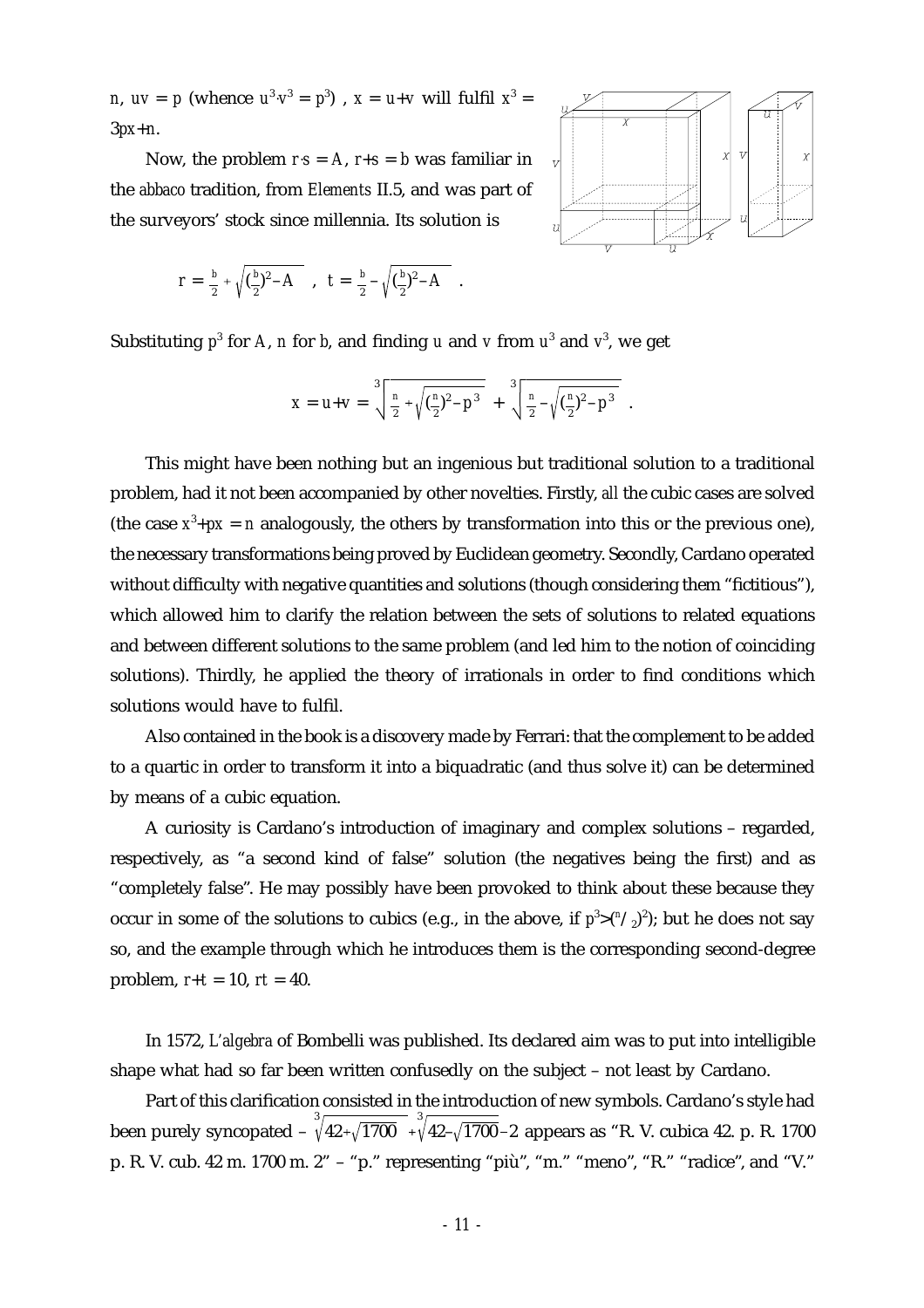$n$, $uv = p$ (whence $u^3 \cdot v^3 = p^3$) , $x = u+v$ will fulfil $x^3 = 3px+n$.

Now, the problem $r \cdot s = A$, $r+s = b$ was familiar in the *abbaco* tradition, from *Elements* II.5, and was part of the surveyors' stock since millennia. Its solution is

$$r = \tfrac{b}{2} + \sqrt{(\tfrac{b}{2})^2 - A} \quad , \quad t = \tfrac{b}{2} - \sqrt{(\tfrac{b}{2})^2 - A} \quad .$$

Substituting $p^3$ for $A$, $n$ for $b$, and finding $u$ and $v$ from $u^3$ and $v^3$, we get

$$x = u+v = \sqrt[3]{\tfrac{n}{2} + \sqrt{(\tfrac{n}{2})^2 - p^3}} + \sqrt[3]{\tfrac{n}{2} - \sqrt{(\tfrac{n}{2})^2 - p^3}} \quad .$$

This might have been nothing but an ingenious but traditional solution to a traditional problem, had it not been accompanied by other novelties. Firstly, *all* the cubic cases are solved (the case $x^3+px = n$ analogously, the others by transformation into this or the previous one), the necessary transformations being proved by Euclidean geometry. Secondly, Cardano operated without difficulty with negative quantities and solutions (though considering them "fictitious"), which allowed him to clarify the relation between the sets of solutions to related equations and between different solutions to the same problem (and led him to the notion of coinciding solutions). Thirdly, he applied the theory of irrationals in order to find conditions which solutions would have to fulfil.

Also contained in the book is a discovery made by Ferrari: that the complement to be added to a quartic in order to transform it into a biquadratic (and thus solve it) can be determined by means of a cubic equation.

A curiosity is Cardano's introduction of imaginary and complex solutions – regarded, respectively, as "a second kind of false" solution (the negatives being the first) and as "completely false". He may possibly have been provoked to think about these because they occur in some of the solutions to cubics (e.g., in the above, if $p^3 > (^n/_2)^2$); but he does not say so, and the example through which he introduces them is the corresponding second-degree problem, $r+t = 10$, $rt = 40$.

In 1572, *L'algebra* of Bombelli was published. Its declared aim was to put into intelligible shape what had so far been written confusedly on the subject – not least by Cardano.

Part of this clarification consisted in the introduction of new symbols. Cardano's style had been purely syncopated – $\sqrt[3]{42+\sqrt{1700}} + \sqrt[3]{42-\sqrt{1700}} - 2$ appears as "R. V. cubica 42. p. R. 1700 p. R. V. cub. 42 m. 1700 m. 2" – "p." representing "più", "m." "meno", "R." "radice", and "V."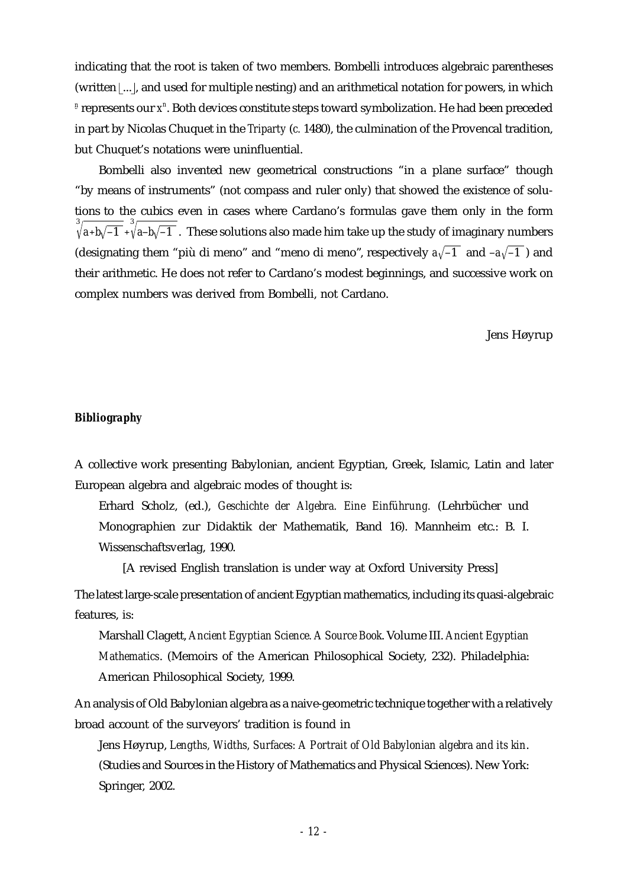indicating that the root is taken of two members. Bombelli introduces algebraic parentheses (written ⌊...⌋, and used for multiple nesting) and an arithmetical notation for powers, in which $\overset{n}{\smile}$ represents our $x^n$. Both devices constitute steps toward symbolization. He had been preceded in part by Nicolas Chuquet in the *Triparty* (*c.* 1480), the culmination of the Provencal tradition, but Chuquet's notations were uninfluential.

Bombelli also invented new geometrical constructions "in a plane surface" though "by means of instruments" (not compass and ruler only) that showed the existence of solutions to the cubics even in cases where Cardano's formulas gave them only in the form $\sqrt[3]{a+b\sqrt{-1}}+\sqrt[3]{a-b\sqrt{-1}}$. These solutions also made him take up the study of imaginary numbers (designating them "più di meno" and "meno di meno", respectively $a\sqrt{-1}$ and $-a\sqrt{-1}$) and their arithmetic. He does not refer to Cardano's modest beginnings, and successive work on complex numbers was derived from Bombelli, not Cardano.

Jens Høyrup

### Bibliography

A collective work presenting Babylonian, ancient Egyptian, Greek, Islamic, Latin and later European algebra and algebraic modes of thought is:

Erhard Scholz, (ed.), *Geschichte der Algebra. Eine Einführung.* (Lehrbücher und Monographien zur Didaktik der Mathematik, Band 16). Mannheim etc.: B. I. Wissenschaftsverlag, 1990.

[A revised English translation is under way at Oxford University Press]

The latest large-scale presentation of ancient Egyptian mathematics, including its quasi-algebraic features, is:

Marshall Clagett, *Ancient Egyptian Science. A Source Book*. Volume III. *Ancient Egyptian Mathematics*. (Memoirs of the American Philosophical Society, 232). Philadelphia: American Philosophical Society, 1999.

An analysis of Old Babylonian algebra as a naive-geometric technique together with a relatively broad account of the surveyors' tradition is found in

Jens Høyrup, *Lengths, Widths, Surfaces: A Portrait of Old Babylonian algebra and its kin*. (Studies and Sources in the History of Mathematics and Physical Sciences). New York: Springer, 2002.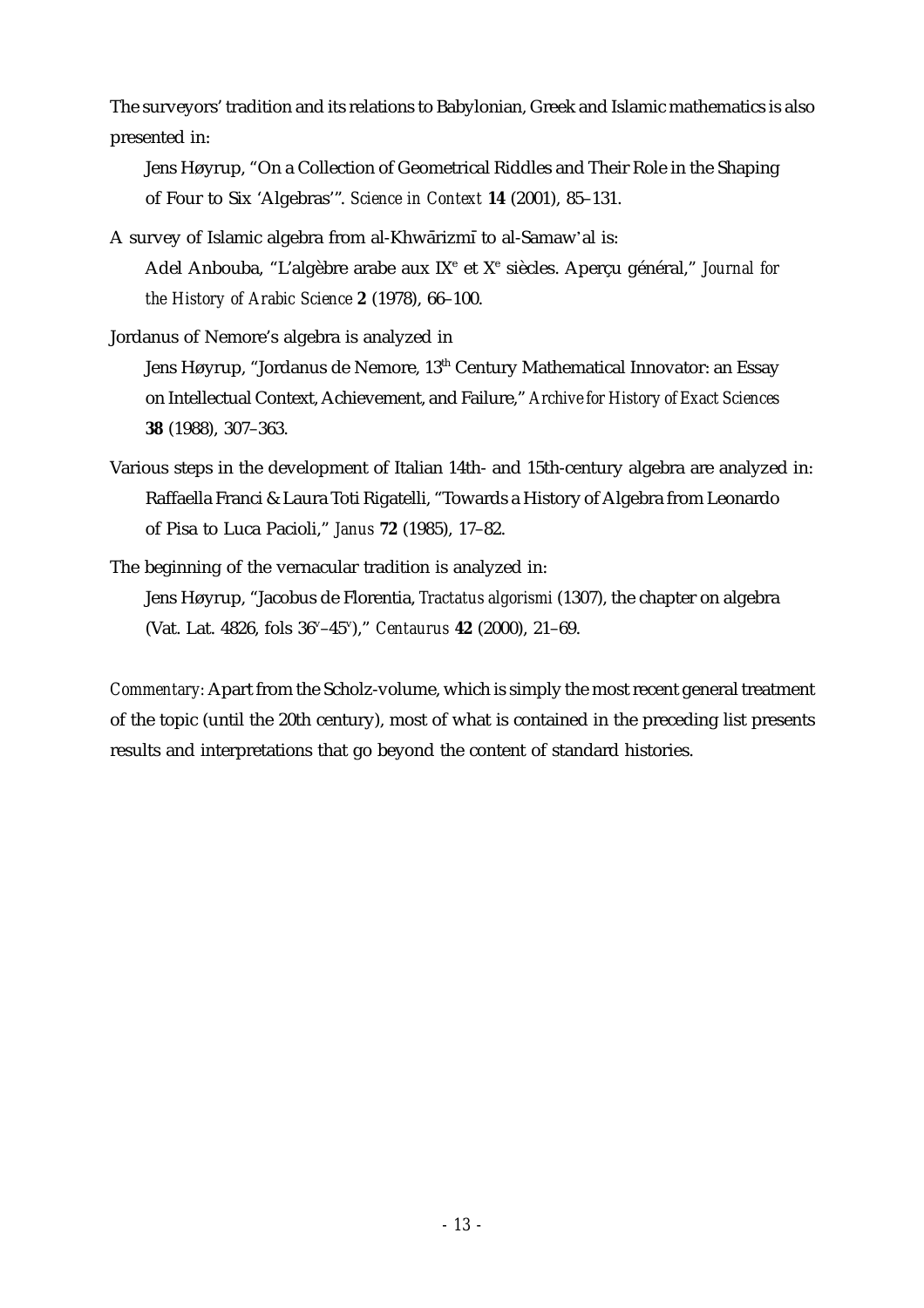The surveyors' tradition and its relations to Babylonian, Greek and Islamic mathematics is also presented in:

Jens Høyrup, "On a Collection of Geometrical Riddles and Their Role in the Shaping of Four to Six 'Algebras'". *Science in Context* **14** (2001), 85–131.

A survey of Islamic algebra from al-Khwārizmī to al-Samaw'al is:

Adel Anbouba, "L'algèbre arabe aux IX$^{e}$ et X$^{e}$ siècles. Aperçu général," *Journal for the History of Arabic Science* **2** (1978), 66–100.

Jordanus of Nemore's algebra is analyzed in

Jens Høyrup, "Jordanus de Nemore, 13$^{th}$ Century Mathematical Innovator: an Essay on Intellectual Context, Achievement, and Failure," *Archive for History of Exact Sciences* **38** (1988), 307–363.

Various steps in the development of Italian 14th- and 15th-century algebra are analyzed in:

Raffaella Franci & Laura Toti Rigatelli, "Towards a History of Algebra from Leonardo of Pisa to Luca Pacioli," *Janus* **72** (1985), 17–82.

The beginning of the vernacular tradition is analyzed in:

Jens Høyrup, "Jacobus de Florentia, *Tractatus algorismi* (1307), the chapter on algebra (Vat. Lat. 4826, fols 36$^{v}$–45$^{v}$)," *Centaurus* **42** (2000), 21–69.

*Commentary:* Apart from the Scholz-volume, which is simply the most recent general treatment of the topic (until the 20th century), most of what is contained in the preceding list presents results and interpretations that go beyond the content of standard histories.